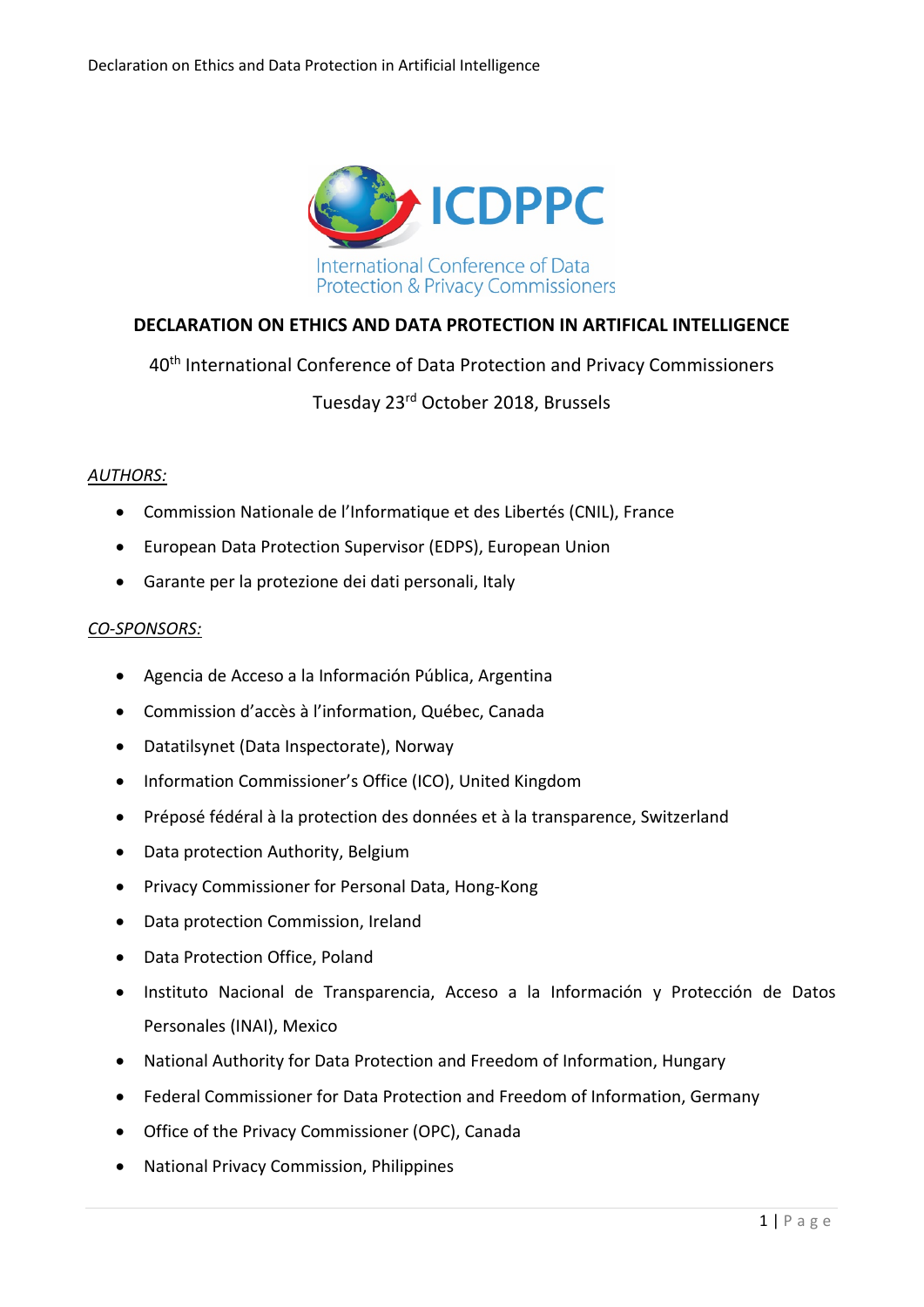ICDPPC

International Conference of Data Protection & Privacy Commissioners

# DECLARATION ON ETHICS AND DATA PROTECTION IN ARTIFICAL INTELLIGENCE

40th International Conference of Data Protection and Privacy Commissioners

Tuesday 23rd October 2018, Brussels

*AUTHORS:*

- Commission Nationale de l'Informatique et des Libertés (CNIL), France
- European Data Protection Supervisor (EDPS), European Union
- Garante per la protezione dei dati personali, Italy

*CO-SPONSORS:*

- Agencia de Acceso a la Información Pública, Argentina
- Commission d'accès à l'information, Québec, Canada
- Datatilsynet (Data Inspectorate), Norway
- Information Commissioner's Office (ICO), United Kingdom
- Préposé fédéral à la protection des données et à la transparence, Switzerland
- Data protection Authority, Belgium
- Privacy Commissioner for Personal Data, Hong-Kong
- Data protection Commission, Ireland
- Data Protection Office, Poland
- Instituto Nacional de Transparencia, Acceso a la Información y Protección de Datos Personales (INAI), Mexico
- National Authority for Data Protection and Freedom of Information, Hungary
- Federal Commissioner for Data Protection and Freedom of Information, Germany
- Office of the Privacy Commissioner (OPC), Canada
- National Privacy Commission, Philippines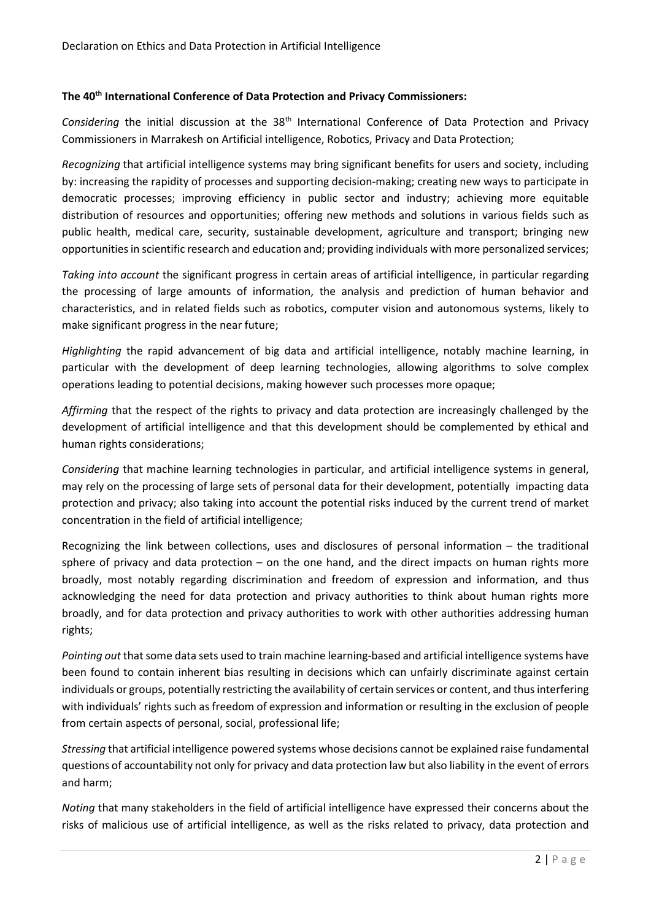**The 40th International Conference of Data Protection and Privacy Commissioners:**

*Considering* the initial discussion at the 38th International Conference of Data Protection and Privacy Commissioners in Marrakesh on Artificial intelligence, Robotics, Privacy and Data Protection;

*Recognizing* that artificial intelligence systems may bring significant benefits for users and society, including by: increasing the rapidity of processes and supporting decision-making; creating new ways to participate in democratic processes; improving efficiency in public sector and industry; achieving more equitable distribution of resources and opportunities; offering new methods and solutions in various fields such as public health, medical care, security, sustainable development, agriculture and transport; bringing new opportunities in scientific research and education and; providing individuals with more personalized services;

*Taking into account* the significant progress in certain areas of artificial intelligence, in particular regarding the processing of large amounts of information, the analysis and prediction of human behavior and characteristics, and in related fields such as robotics, computer vision and autonomous systems, likely to make significant progress in the near future;

*Highlighting* the rapid advancement of big data and artificial intelligence, notably machine learning, in particular with the development of deep learning technologies, allowing algorithms to solve complex operations leading to potential decisions, making however such processes more opaque;

*Affirming* that the respect of the rights to privacy and data protection are increasingly challenged by the development of artificial intelligence and that this development should be complemented by ethical and human rights considerations;

*Considering* that machine learning technologies in particular, and artificial intelligence systems in general, may rely on the processing of large sets of personal data for their development, potentially impacting data protection and privacy; also taking into account the potential risks induced by the current trend of market concentration in the field of artificial intelligence;

Recognizing the link between collections, uses and disclosures of personal information – the traditional sphere of privacy and data protection – on the one hand, and the direct impacts on human rights more broadly, most notably regarding discrimination and freedom of expression and information, and thus acknowledging the need for data protection and privacy authorities to think about human rights more broadly, and for data protection and privacy authorities to work with other authorities addressing human rights;

*Pointing out* that some data sets used to train machine learning-based and artificial intelligence systems have been found to contain inherent bias resulting in decisions which can unfairly discriminate against certain individuals or groups, potentially restricting the availability of certain services or content, and thus interfering with individuals' rights such as freedom of expression and information or resulting in the exclusion of people from certain aspects of personal, social, professional life;

*Stressing* that artificial intelligence powered systems whose decisions cannot be explained raise fundamental questions of accountability not only for privacy and data protection law but also liability in the event of errors and harm;

*Noting* that many stakeholders in the field of artificial intelligence have expressed their concerns about the risks of malicious use of artificial intelligence, as well as the risks related to privacy, data protection and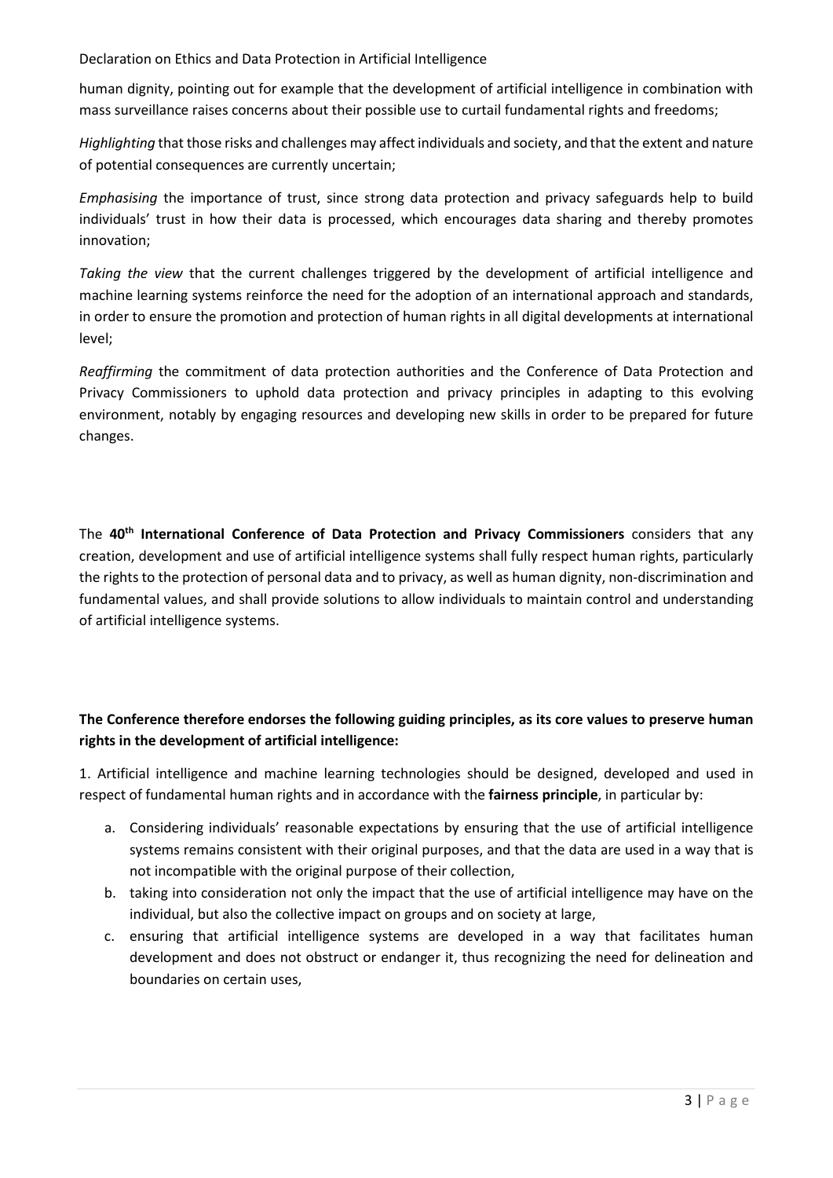human dignity, pointing out for example that the development of artificial intelligence in combination with mass surveillance raises concerns about their possible use to curtail fundamental rights and freedoms;

*Highlighting* that those risks and challenges may affect individuals and society, and that the extent and nature of potential consequences are currently uncertain;

*Emphasising* the importance of trust, since strong data protection and privacy safeguards help to build individuals' trust in how their data is processed, which encourages data sharing and thereby promotes innovation;

*Taking the view* that the current challenges triggered by the development of artificial intelligence and machine learning systems reinforce the need for the adoption of an international approach and standards, in order to ensure the promotion and protection of human rights in all digital developments at international level;

*Reaffirming* the commitment of data protection authorities and the Conference of Data Protection and Privacy Commissioners to uphold data protection and privacy principles in adapting to this evolving environment, notably by engaging resources and developing new skills in order to be prepared for future changes.

The **40th International Conference of Data Protection and Privacy Commissioners** considers that any creation, development and use of artificial intelligence systems shall fully respect human rights, particularly the rights to the protection of personal data and to privacy, as well as human dignity, non-discrimination and fundamental values, and shall provide solutions to allow individuals to maintain control and understanding of artificial intelligence systems.

**The Conference therefore endorses the following guiding principles, as its core values to preserve human rights in the development of artificial intelligence:**

1. Artificial intelligence and machine learning technologies should be designed, developed and used in respect of fundamental human rights and in accordance with the **fairness principle**, in particular by:

   a. Considering individuals' reasonable expectations by ensuring that the use of artificial intelligence systems remains consistent with their original purposes, and that the data are used in a way that is not incompatible with the original purpose of their collection,

   b. taking into consideration not only the impact that the use of artificial intelligence may have on the individual, but also the collective impact on groups and on society at large,

   c. ensuring that artificial intelligence systems are developed in a way that facilitates human development and does not obstruct or endanger it, thus recognizing the need for delineation and boundaries on certain uses,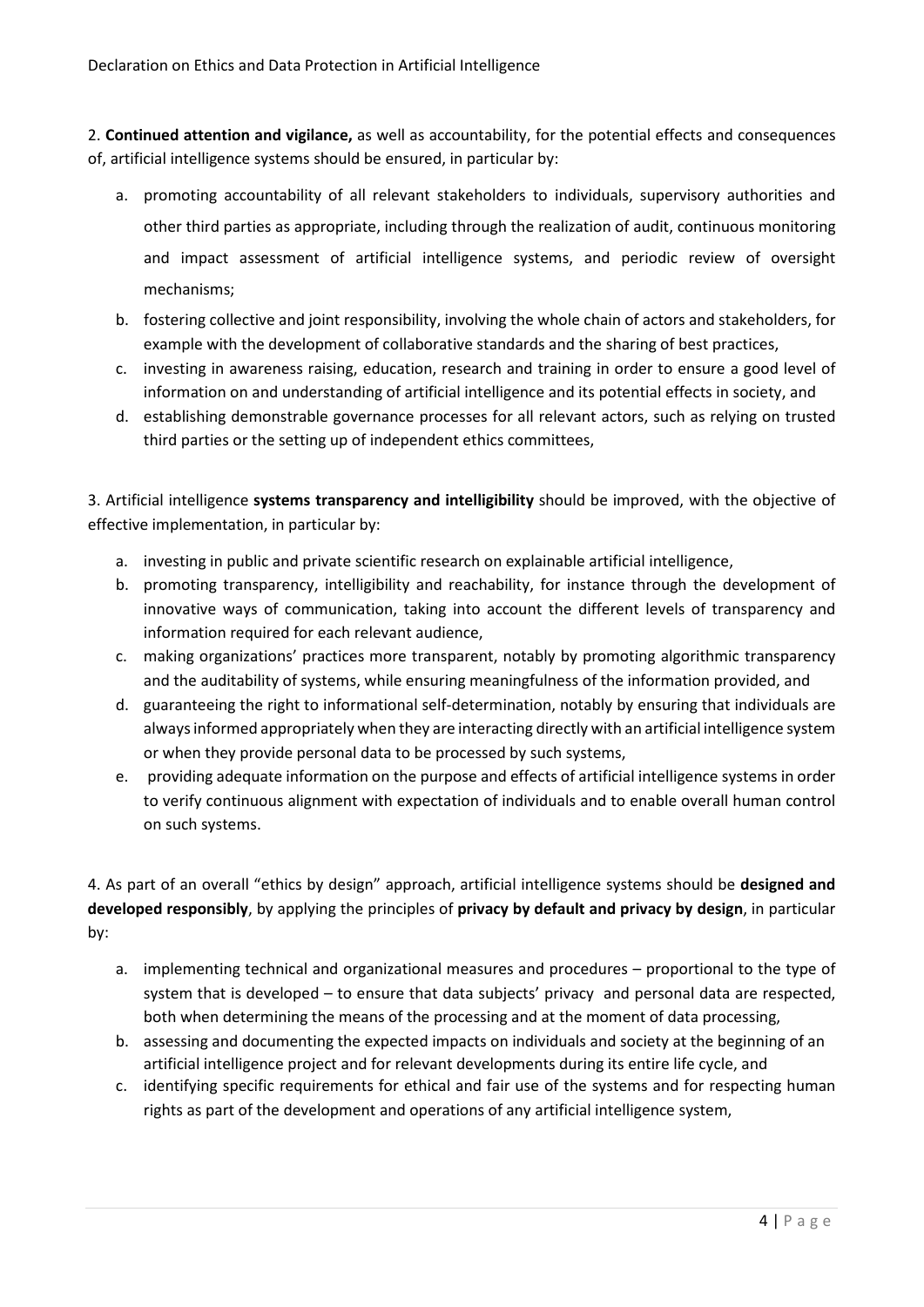2. **Continued attention and vigilance,** as well as accountability, for the potential effects and consequences of, artificial intelligence systems should be ensured, in particular by:

a. promoting accountability of all relevant stakeholders to individuals, supervisory authorities and other third parties as appropriate, including through the realization of audit, continuous monitoring and impact assessment of artificial intelligence systems, and periodic review of oversight mechanisms;
b. fostering collective and joint responsibility, involving the whole chain of actors and stakeholders, for example with the development of collaborative standards and the sharing of best practices,
c. investing in awareness raising, education, research and training in order to ensure a good level of information on and understanding of artificial intelligence and its potential effects in society, and
d. establishing demonstrable governance processes for all relevant actors, such as relying on trusted third parties or the setting up of independent ethics committees,

3. Artificial intelligence **systems transparency and intelligibility** should be improved, with the objective of effective implementation, in particular by:

a. investing in public and private scientific research on explainable artificial intelligence,
b. promoting transparency, intelligibility and reachability, for instance through the development of innovative ways of communication, taking into account the different levels of transparency and information required for each relevant audience,
c. making organizations' practices more transparent, notably by promoting algorithmic transparency and the auditability of systems, while ensuring meaningfulness of the information provided, and
d. guaranteeing the right to informational self-determination, notably by ensuring that individuals are always informed appropriately when they are interacting directly with an artificial intelligence system or when they provide personal data to be processed by such systems,
e. providing adequate information on the purpose and effects of artificial intelligence systems in order to verify continuous alignment with expectation of individuals and to enable overall human control on such systems.

4. As part of an overall "ethics by design" approach, artificial intelligence systems should be **designed and developed responsibly**, by applying the principles of **privacy by default and privacy by design**, in particular by:

a. implementing technical and organizational measures and procedures – proportional to the type of system that is developed – to ensure that data subjects' privacy and personal data are respected, both when determining the means of the processing and at the moment of data processing,
b. assessing and documenting the expected impacts on individuals and society at the beginning of an artificial intelligence project and for relevant developments during its entire life cycle, and
c. identifying specific requirements for ethical and fair use of the systems and for respecting human rights as part of the development and operations of any artificial intelligence system,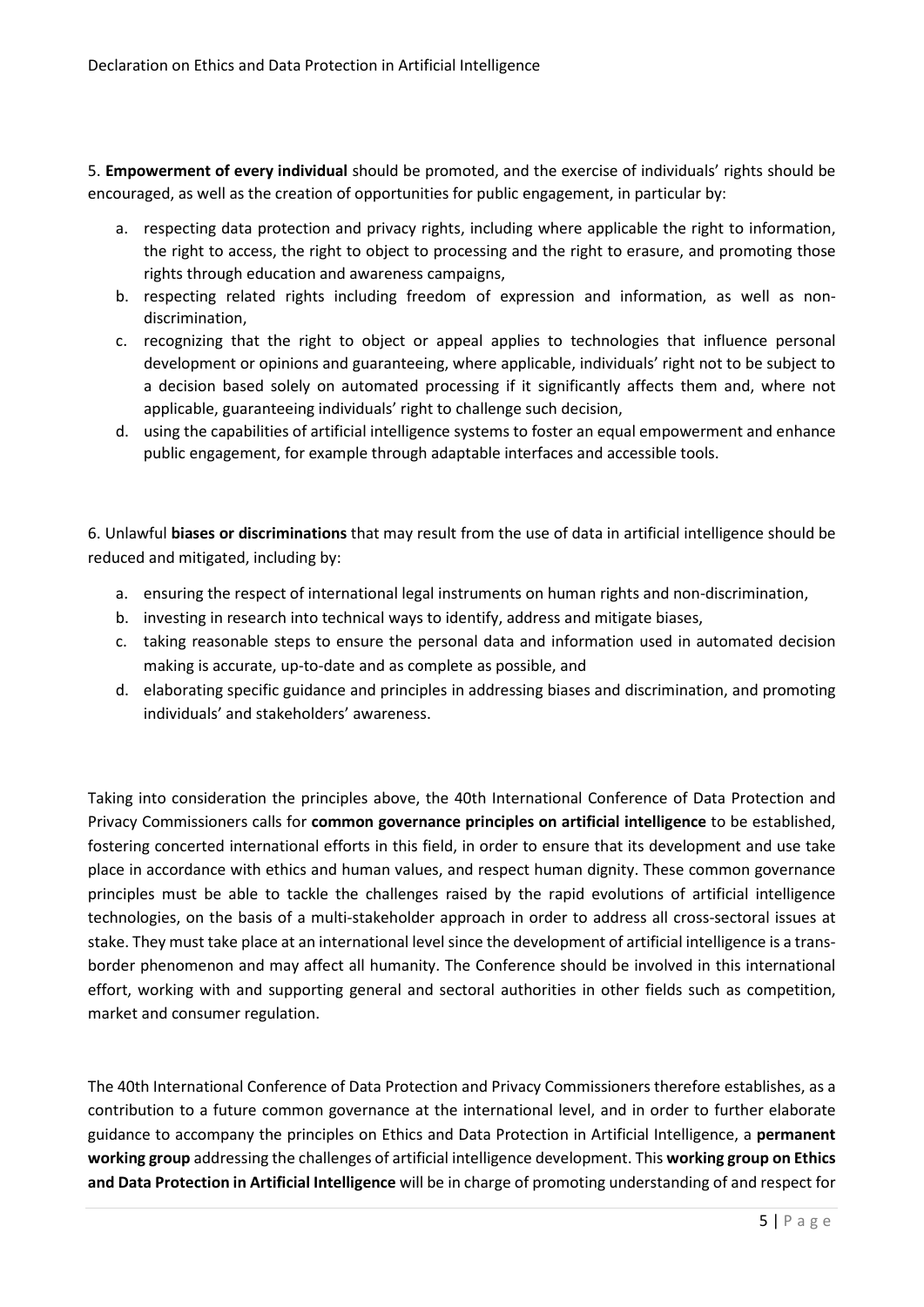5. **Empowerment of every individual** should be promoted, and the exercise of individuals' rights should be encouraged, as well as the creation of opportunities for public engagement, in particular by:

a. respecting data protection and privacy rights, including where applicable the right to information, the right to access, the right to object to processing and the right to erasure, and promoting those rights through education and awareness campaigns,
b. respecting related rights including freedom of expression and information, as well as non-discrimination,
c. recognizing that the right to object or appeal applies to technologies that influence personal development or opinions and guaranteeing, where applicable, individuals' right not to be subject to a decision based solely on automated processing if it significantly affects them and, where not applicable, guaranteeing individuals' right to challenge such decision,
d. using the capabilities of artificial intelligence systems to foster an equal empowerment and enhance public engagement, for example through adaptable interfaces and accessible tools.

6. Unlawful **biases or discriminations** that may result from the use of data in artificial intelligence should be reduced and mitigated, including by:

a. ensuring the respect of international legal instruments on human rights and non-discrimination,
b. investing in research into technical ways to identify, address and mitigate biases,
c. taking reasonable steps to ensure the personal data and information used in automated decision making is accurate, up-to-date and as complete as possible, and
d. elaborating specific guidance and principles in addressing biases and discrimination, and promoting individuals' and stakeholders' awareness.

Taking into consideration the principles above, the 40th International Conference of Data Protection and Privacy Commissioners calls for **common governance principles on artificial intelligence** to be established, fostering concerted international efforts in this field, in order to ensure that its development and use take place in accordance with ethics and human values, and respect human dignity. These common governance principles must be able to tackle the challenges raised by the rapid evolutions of artificial intelligence technologies, on the basis of a multi-stakeholder approach in order to address all cross-sectoral issues at stake. They must take place at an international level since the development of artificial intelligence is a trans-border phenomenon and may affect all humanity. The Conference should be involved in this international effort, working with and supporting general and sectoral authorities in other fields such as competition, market and consumer regulation.

The 40th International Conference of Data Protection and Privacy Commissioners therefore establishes, as a contribution to a future common governance at the international level, and in order to further elaborate guidance to accompany the principles on Ethics and Data Protection in Artificial Intelligence, a **permanent working group** addressing the challenges of artificial intelligence development. This **working group on Ethics and Data Protection in Artificial Intelligence** will be in charge of promoting understanding of and respect for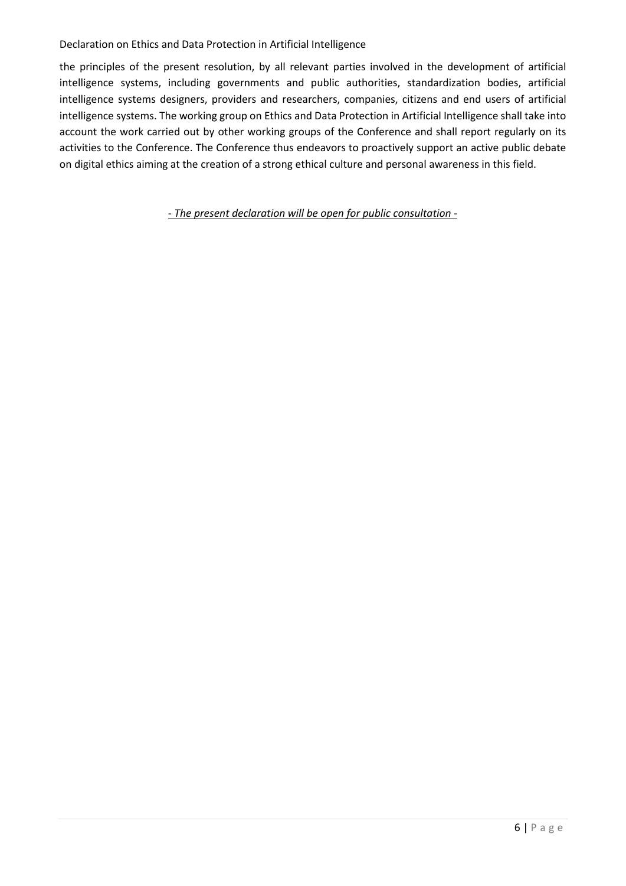the principles of the present resolution, by all relevant parties involved in the development of artificial intelligence systems, including governments and public authorities, standardization bodies, artificial intelligence systems designers, providers and researchers, companies, citizens and end users of artificial intelligence systems. The working group on Ethics and Data Protection in Artificial Intelligence shall take into account the work carried out by other working groups of the Conference and shall report regularly on its activities to the Conference. The Conference thus endeavors to proactively support an active public debate on digital ethics aiming at the creation of a strong ethical culture and personal awareness in this field.

*- The present declaration will be open for public consultation -*